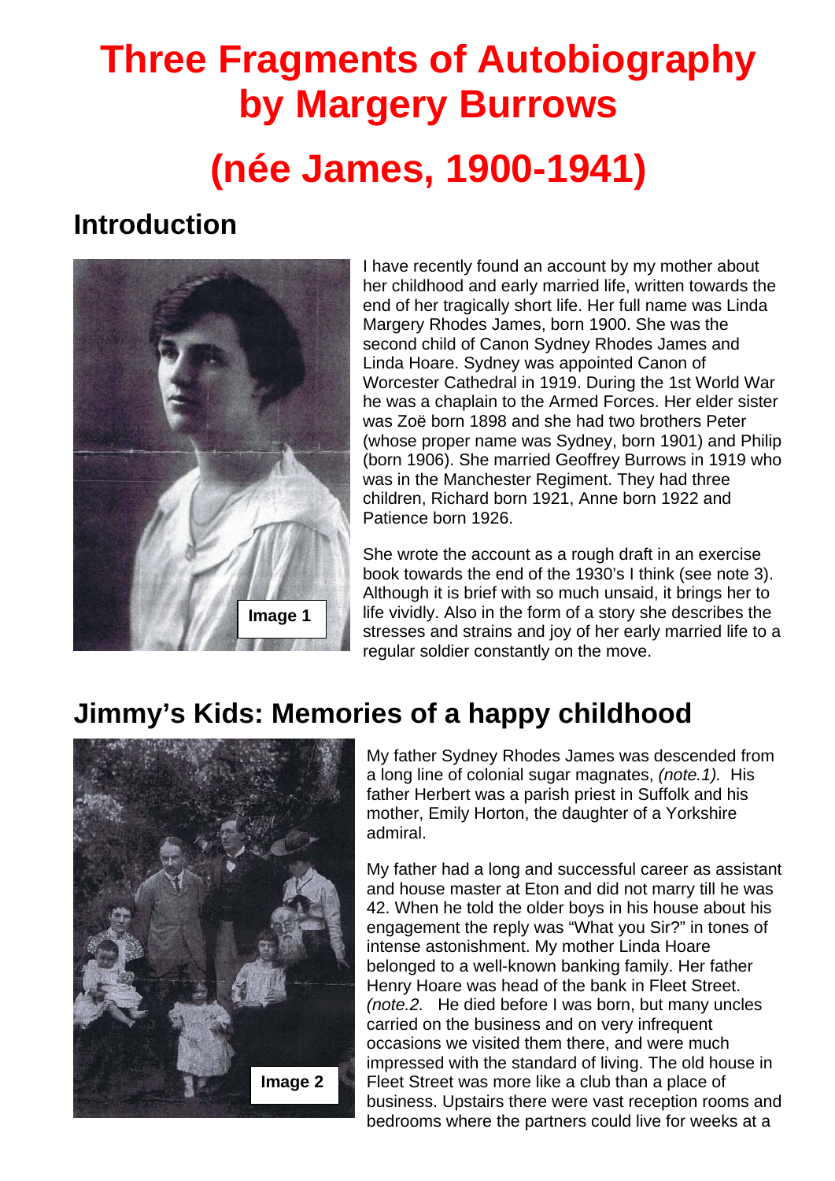# Three Fragments of Autobiography by Margery Burrows

# (née James, 1900-1941)

## Introduction

Image 1

I have recently found an account by my mother about her childhood and early married life, written towards the end of her tragically short life. Her full name was Linda Margery Rhodes James, born 1900. She was the second child of Canon Sydney Rhodes James and Linda Hoare. Sydney was appointed Canon of Worcester Cathedral in 1919. During the 1st World War he was a chaplain to the Armed Forces. Her elder sister was Zoë born 1898 and she had two brothers Peter (whose proper name was Sydney, born 1901) and Philip (born 1906). She married Geoffrey Burrows in 1919 who was in the Manchester Regiment. They had three children, Richard born 1921, Anne born 1922 and Patience born 1926.

She wrote the account as a rough draft in an exercise book towards the end of the 1930's I think (see note 3). Although it is brief with so much unsaid, it brings her to life vividly. Also in the form of a story she describes the stresses and strains and joy of her early married life to a regular soldier constantly on the move.

## Jimmy's Kids: Memories of a happy childhood

Image 2

My father Sydney Rhodes James was descended from a long line of colonial sugar magnates, *(note.1).* His father Herbert was a parish priest in Suffolk and his mother, Emily Horton, the daughter of a Yorkshire admiral.

My father had a long and successful career as assistant and house master at Eton and did not marry till he was 42. When he told the older boys in his house about his engagement the reply was "What you Sir?" in tones of intense astonishment. My mother Linda Hoare belonged to a well-known banking family. Her father Henry Hoare was head of the bank in Fleet Street. *(note.2.* He died before I was born, but many uncles carried on the business and on very infrequent occasions we visited them there, and were much impressed with the standard of living. The old house in Fleet Street was more like a club than a place of business. Upstairs there were vast reception rooms and bedrooms where the partners could live for weeks at a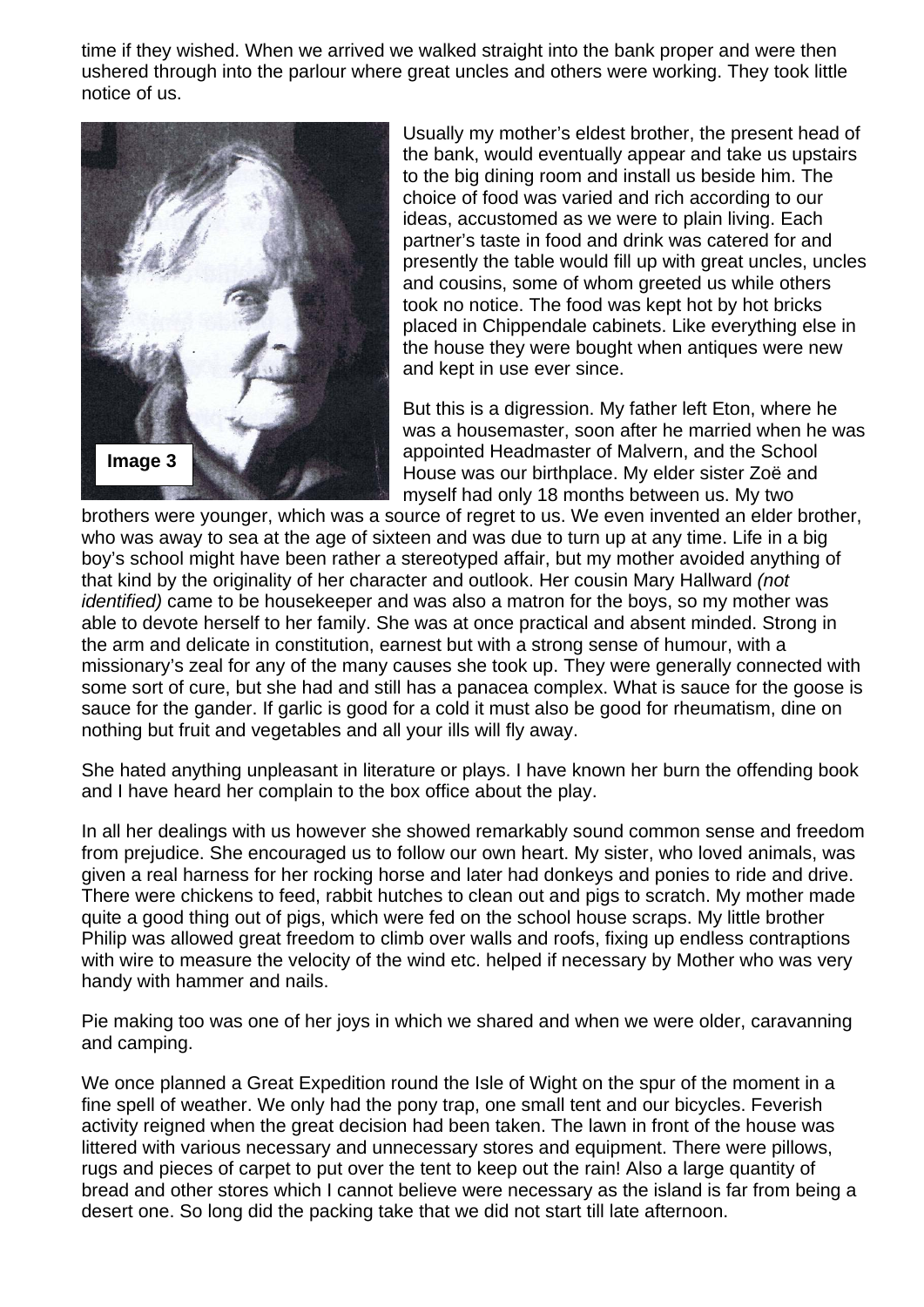time if they wished. When we arrived we walked straight into the bank proper and were then ushered through into the parlour where great uncles and others were working. They took little notice of us.

Image 3

Usually my mother's eldest brother, the present head of the bank, would eventually appear and take us upstairs to the big dining room and install us beside him. The choice of food was varied and rich according to our ideas, accustomed as we were to plain living. Each partner's taste in food and drink was catered for and presently the table would fill up with great uncles, uncles and cousins, some of whom greeted us while others took no notice. The food was kept hot by hot bricks placed in Chippendale cabinets. Like everything else in the house they were bought when antiques were new and kept in use ever since.

But this is a digression. My father left Eton, where he was a housemaster, soon after he married when he was appointed Headmaster of Malvern, and the School House was our birthplace. My elder sister Zoë and myself had only 18 months between us. My two brothers were younger, which was a source of regret to us. We even invented an elder brother, who was away to sea at the age of sixteen and was due to turn up at any time. Life in a big boy's school might have been rather a stereotyped affair, but my mother avoided anything of that kind by the originality of her character and outlook. Her cousin Mary Hallward *(not identified)* came to be housekeeper and was also a matron for the boys, so my mother was able to devote herself to her family. She was at once practical and absent minded. Strong in the arm and delicate in constitution, earnest but with a strong sense of humour, with a missionary's zeal for any of the many causes she took up. They were generally connected with some sort of cure, but she had and still has a panacea complex. What is sauce for the goose is sauce for the gander. If garlic is good for a cold it must also be good for rheumatism, dine on nothing but fruit and vegetables and all your ills will fly away.

She hated anything unpleasant in literature or plays. I have known her burn the offending book and I have heard her complain to the box office about the play.

In all her dealings with us however she showed remarkably sound common sense and freedom from prejudice. She encouraged us to follow our own heart. My sister, who loved animals, was given a real harness for her rocking horse and later had donkeys and ponies to ride and drive. There were chickens to feed, rabbit hutches to clean out and pigs to scratch. My mother made quite a good thing out of pigs, which were fed on the school house scraps. My little brother Philip was allowed great freedom to climb over walls and roofs, fixing up endless contraptions with wire to measure the velocity of the wind etc. helped if necessary by Mother who was very handy with hammer and nails.

Pie making too was one of her joys in which we shared and when we were older, caravanning and camping.

We once planned a Great Expedition round the Isle of Wight on the spur of the moment in a fine spell of weather. We only had the pony trap, one small tent and our bicycles. Feverish activity reigned when the great decision had been taken. The lawn in front of the house was littered with various necessary and unnecessary stores and equipment. There were pillows, rugs and pieces of carpet to put over the tent to keep out the rain! Also a large quantity of bread and other stores which I cannot believe were necessary as the island is far from being a desert one. So long did the packing take that we did not start till late afternoon.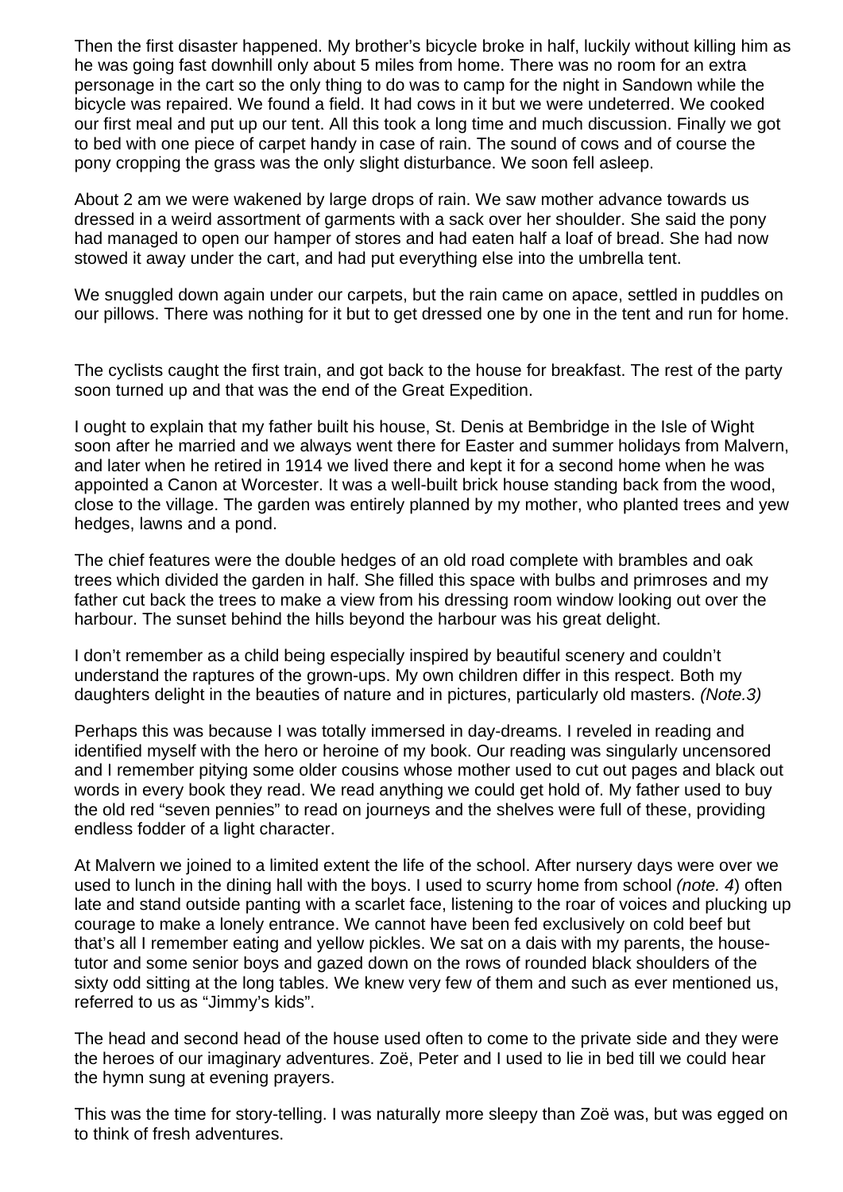Then the first disaster happened. My brother's bicycle broke in half, luckily without killing him as he was going fast downhill only about 5 miles from home. There was no room for an extra personage in the cart so the only thing to do was to camp for the night in Sandown while the bicycle was repaired. We found a field. It had cows in it but we were undeterred. We cooked our first meal and put up our tent. All this took a long time and much discussion. Finally we got to bed with one piece of carpet handy in case of rain. The sound of cows and of course the pony cropping the grass was the only slight disturbance. We soon fell asleep.

About 2 am we were wakened by large drops of rain. We saw mother advance towards us dressed in a weird assortment of garments with a sack over her shoulder. She said the pony had managed to open our hamper of stores and had eaten half a loaf of bread. She had now stowed it away under the cart, and had put everything else into the umbrella tent.

We snuggled down again under our carpets, but the rain came on apace, settled in puddles on our pillows. There was nothing for it but to get dressed one by one in the tent and run for home.

The cyclists caught the first train, and got back to the house for breakfast. The rest of the party soon turned up and that was the end of the Great Expedition.

I ought to explain that my father built his house, St. Denis at Bembridge in the Isle of Wight soon after he married and we always went there for Easter and summer holidays from Malvern, and later when he retired in 1914 we lived there and kept it for a second home when he was appointed a Canon at Worcester. It was a well-built brick house standing back from the wood, close to the village. The garden was entirely planned by my mother, who planted trees and yew hedges, lawns and a pond.

The chief features were the double hedges of an old road complete with brambles and oak trees which divided the garden in half. She filled this space with bulbs and primroses and my father cut back the trees to make a view from his dressing room window looking out over the harbour. The sunset behind the hills beyond the harbour was his great delight.

I don't remember as a child being especially inspired by beautiful scenery and couldn't understand the raptures of the grown-ups. My own children differ in this respect. Both my daughters delight in the beauties of nature and in pictures, particularly old masters. *(Note.3)*

Perhaps this was because I was totally immersed in day-dreams. I reveled in reading and identified myself with the hero or heroine of my book. Our reading was singularly uncensored and I remember pitying some older cousins whose mother used to cut out pages and black out words in every book they read. We read anything we could get hold of. My father used to buy the old red "seven pennies" to read on journeys and the shelves were full of these, providing endless fodder of a light character.

At Malvern we joined to a limited extent the life of the school. After nursery days were over we used to lunch in the dining hall with the boys. I used to scurry home from school *(note. 4*) often late and stand outside panting with a scarlet face, listening to the roar of voices and plucking up courage to make a lonely entrance. We cannot have been fed exclusively on cold beef but that's all I remember eating and yellow pickles. We sat on a dais with my parents, the house-tutor and some senior boys and gazed down on the rows of rounded black shoulders of the sixty odd sitting at the long tables. We knew very few of them and such as ever mentioned us, referred to us as "Jimmy's kids".

The head and second head of the house used often to come to the private side and they were the heroes of our imaginary adventures. Zoë, Peter and I used to lie in bed till we could hear the hymn sung at evening prayers.

This was the time for story-telling. I was naturally more sleepy than Zoë was, but was egged on to think of fresh adventures.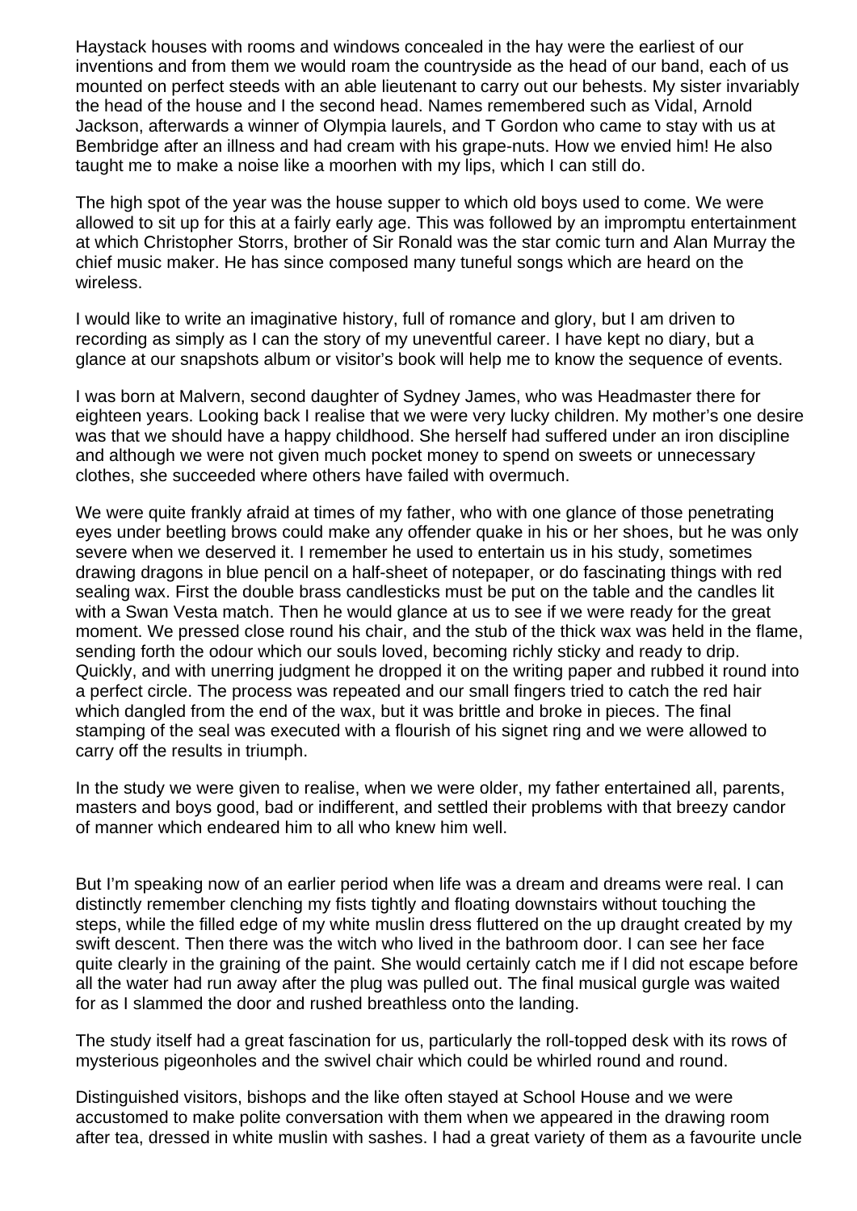Haystack houses with rooms and windows concealed in the hay were the earliest of our inventions and from them we would roam the countryside as the head of our band, each of us mounted on perfect steeds with an able lieutenant to carry out our behests. My sister invariably the head of the house and I the second head. Names remembered such as Vidal, Arnold Jackson, afterwards a winner of Olympia laurels, and T Gordon who came to stay with us at Bembridge after an illness and had cream with his grape-nuts. How we envied him! He also taught me to make a noise like a moorhen with my lips, which I can still do.

The high spot of the year was the house supper to which old boys used to come. We were allowed to sit up for this at a fairly early age. This was followed by an impromptu entertainment at which Christopher Storrs, brother of Sir Ronald was the star comic turn and Alan Murray the chief music maker. He has since composed many tuneful songs which are heard on the wireless.

I would like to write an imaginative history, full of romance and glory, but I am driven to recording as simply as I can the story of my uneventful career. I have kept no diary, but a glance at our snapshots album or visitor's book will help me to know the sequence of events.

I was born at Malvern, second daughter of Sydney James, who was Headmaster there for eighteen years. Looking back I realise that we were very lucky children. My mother's one desire was that we should have a happy childhood. She herself had suffered under an iron discipline and although we were not given much pocket money to spend on sweets or unnecessary clothes, she succeeded where others have failed with overmuch.

We were quite frankly afraid at times of my father, who with one glance of those penetrating eyes under beetling brows could make any offender quake in his or her shoes, but he was only severe when we deserved it. I remember he used to entertain us in his study, sometimes drawing dragons in blue pencil on a half-sheet of notepaper, or do fascinating things with red sealing wax. First the double brass candlesticks must be put on the table and the candles lit with a Swan Vesta match. Then he would glance at us to see if we were ready for the great moment. We pressed close round his chair, and the stub of the thick wax was held in the flame, sending forth the odour which our souls loved, becoming richly sticky and ready to drip. Quickly, and with unerring judgment he dropped it on the writing paper and rubbed it round into a perfect circle. The process was repeated and our small fingers tried to catch the red hair which dangled from the end of the wax, but it was brittle and broke in pieces. The final stamping of the seal was executed with a flourish of his signet ring and we were allowed to carry off the results in triumph.

In the study we were given to realise, when we were older, my father entertained all, parents, masters and boys good, bad or indifferent, and settled their problems with that breezy candor of manner which endeared him to all who knew him well.

But I'm speaking now of an earlier period when life was a dream and dreams were real. I can distinctly remember clenching my fists tightly and floating downstairs without touching the steps, while the filled edge of my white muslin dress fluttered on the up draught created by my swift descent. Then there was the witch who lived in the bathroom door. I can see her face quite clearly in the graining of the paint. She would certainly catch me if l did not escape before all the water had run away after the plug was pulled out. The final musical gurgle was waited for as I slammed the door and rushed breathless onto the landing.

The study itself had a great fascination for us, particularly the roll-topped desk with its rows of mysterious pigeonholes and the swivel chair which could be whirled round and round.

Distinguished visitors, bishops and the like often stayed at School House and we were accustomed to make polite conversation with them when we appeared in the drawing room after tea, dressed in white muslin with sashes. I had a great variety of them as a favourite uncle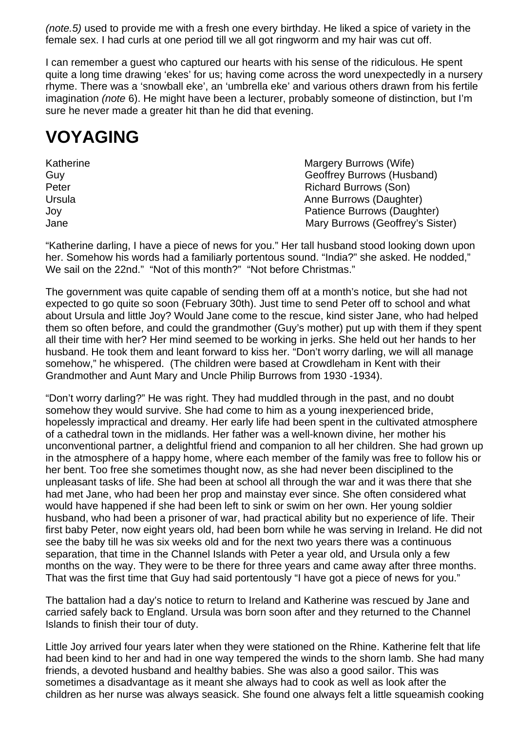*(note.5)* used to provide me with a fresh one every birthday. He liked a spice of variety in the female sex. I had curls at one period till we all got ringworm and my hair was cut off.

I can remember a guest who captured our hearts with his sense of the ridiculous. He spent quite a long time drawing 'ekes' for us; having come across the word unexpectedly in a nursery rhyme. There was a 'snowball eke', an 'umbrella eke' and various others drawn from his fertile imagination *(note* 6). He might have been a lecturer, probably someone of distinction, but I'm sure he never made a greater hit than he did that evening.

# VOYAGING

| | |
|---|---|
| Katherine | Margery Burrows (Wife) |
| Guy | Geoffrey Burrows (Husband) |
| Peter | Richard Burrows (Son) |
| Ursula | Anne Burrows (Daughter) |
| Joy | Patience Burrows (Daughter) |
| Jane | Mary Burrows (Geoffrey's Sister) |

"Katherine darling, I have a piece of news for you." Her tall husband stood looking down upon her. Somehow his words had a familiarly portentous sound. "India?" she asked. He nodded," We sail on the 22nd." "Not of this month?" "Not before Christmas."

The government was quite capable of sending them off at a month's notice, but she had not expected to go quite so soon (February 30th). Just time to send Peter off to school and what about Ursula and little Joy? Would Jane come to the rescue, kind sister Jane, who had helped them so often before, and could the grandmother (Guy's mother) put up with them if they spent all their time with her? Her mind seemed to be working in jerks. She held out her hands to her husband. He took them and leant forward to kiss her. "Don't worry darling, we will all manage somehow," he whispered. (The children were based at Crowdleham in Kent with their Grandmother and Aunt Mary and Uncle Philip Burrows from 1930 -1934).

"Don't worry darling?" He was right. They had muddled through in the past, and no doubt somehow they would survive. She had come to him as a young inexperienced bride, hopelessly impractical and dreamy. Her early life had been spent in the cultivated atmosphere of a cathedral town in the midlands. Her father was a well-known divine, her mother his unconventional partner, a delightful friend and companion to all her children. She had grown up in the atmosphere of a happy home, where each member of the family was free to follow his or her bent. Too free she sometimes thought now, as she had never been disciplined to the unpleasant tasks of life. She had been at school all through the war and it was there that she had met Jane, who had been her prop and mainstay ever since. She often considered what would have happened if she had been left to sink or swim on her own. Her young soldier husband, who had been a prisoner of war, had practical ability but no experience of life. Their first baby Peter, now eight years old, had been born while he was serving in Ireland. He did not see the baby till he was six weeks old and for the next two years there was a continuous separation, that time in the Channel Islands with Peter a year old, and Ursula only a few months on the way. They were to be there for three years and came away after three months. That was the first time that Guy had said portentously "I have got a piece of news for you."

The battalion had a day's notice to return to Ireland and Katherine was rescued by Jane and carried safely back to England. Ursula was born soon after and they returned to the Channel Islands to finish their tour of duty.

Little Joy arrived four years later when they were stationed on the Rhine. Katherine felt that life had been kind to her and had in one way tempered the winds to the shorn lamb. She had many friends, a devoted husband and healthy babies. She was also a good sailor. This was sometimes a disadvantage as it meant she always had to cook as well as look after the children as her nurse was always seasick. She found one always felt a little squeamish cooking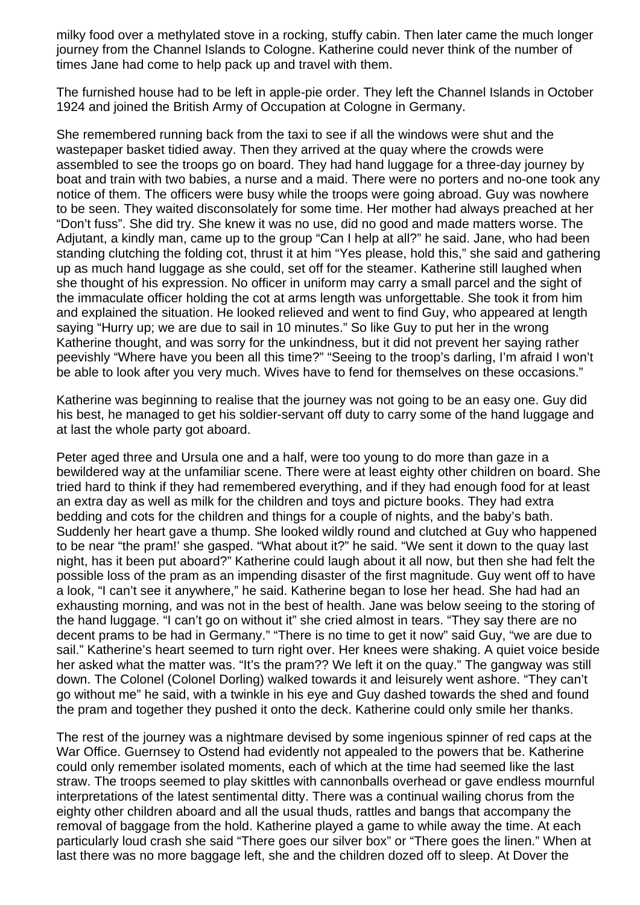milky food over a methylated stove in a rocking, stuffy cabin. Then later came the much longer journey from the Channel Islands to Cologne. Katherine could never think of the number of times Jane had come to help pack up and travel with them.

The furnished house had to be left in apple-pie order. They left the Channel Islands in October 1924 and joined the British Army of Occupation at Cologne in Germany.

She remembered running back from the taxi to see if all the windows were shut and the wastepaper basket tidied away. Then they arrived at the quay where the crowds were assembled to see the troops go on board. They had hand luggage for a three-day journey by boat and train with two babies, a nurse and a maid. There were no porters and no-one took any notice of them. The officers were busy while the troops were going abroad. Guy was nowhere to be seen. They waited disconsolately for some time. Her mother had always preached at her "Don't fuss". She did try. She knew it was no use, did no good and made matters worse. The Adjutant, a kindly man, came up to the group "Can I help at all?" he said. Jane, who had been standing clutching the folding cot, thrust it at him "Yes please, hold this," she said and gathering up as much hand luggage as she could, set off for the steamer. Katherine still laughed when she thought of his expression. No officer in uniform may carry a small parcel and the sight of the immaculate officer holding the cot at arms length was unforgettable. She took it from him and explained the situation. He looked relieved and went to find Guy, who appeared at length saying "Hurry up; we are due to sail in 10 minutes." So like Guy to put her in the wrong Katherine thought, and was sorry for the unkindness, but it did not prevent her saying rather peevishly "Where have you been all this time?" "Seeing to the troop's darling, I'm afraid I won't be able to look after you very much. Wives have to fend for themselves on these occasions."

Katherine was beginning to realise that the journey was not going to be an easy one. Guy did his best, he managed to get his soldier-servant off duty to carry some of the hand luggage and at last the whole party got aboard.

Peter aged three and Ursula one and a half, were too young to do more than gaze in a bewildered way at the unfamiliar scene. There were at least eighty other children on board. She tried hard to think if they had remembered everything, and if they had enough food for at least an extra day as well as milk for the children and toys and picture books. They had extra bedding and cots for the children and things for a couple of nights, and the baby's bath. Suddenly her heart gave a thump. She looked wildly round and clutched at Guy who happened to be near "the pram!' she gasped. "What about it?" he said. "We sent it down to the quay last night, has it been put aboard?" Katherine could laugh about it all now, but then she had felt the possible loss of the pram as an impending disaster of the first magnitude. Guy went off to have a look, "I can't see it anywhere," he said. Katherine began to lose her head. She had had an exhausting morning, and was not in the best of health. Jane was below seeing to the storing of the hand luggage. "I can't go on without it" she cried almost in tears. "They say there are no decent prams to be had in Germany." "There is no time to get it now" said Guy, "we are due to sail." Katherine's heart seemed to turn right over. Her knees were shaking. A quiet voice beside her asked what the matter was. "It's the pram?? We left it on the quay." The gangway was still down. The Colonel (Colonel Dorling) walked towards it and leisurely went ashore. "They can't go without me" he said, with a twinkle in his eye and Guy dashed towards the shed and found the pram and together they pushed it onto the deck. Katherine could only smile her thanks.

The rest of the journey was a nightmare devised by some ingenious spinner of red caps at the War Office. Guernsey to Ostend had evidently not appealed to the powers that be. Katherine could only remember isolated moments, each of which at the time had seemed like the last straw. The troops seemed to play skittles with cannonballs overhead or gave endless mournful interpretations of the latest sentimental ditty. There was a continual wailing chorus from the eighty other children aboard and all the usual thuds, rattles and bangs that accompany the removal of baggage from the hold. Katherine played a game to while away the time. At each particularly loud crash she said "There goes our silver box" or "There goes the linen." When at last there was no more baggage left, she and the children dozed off to sleep. At Dover the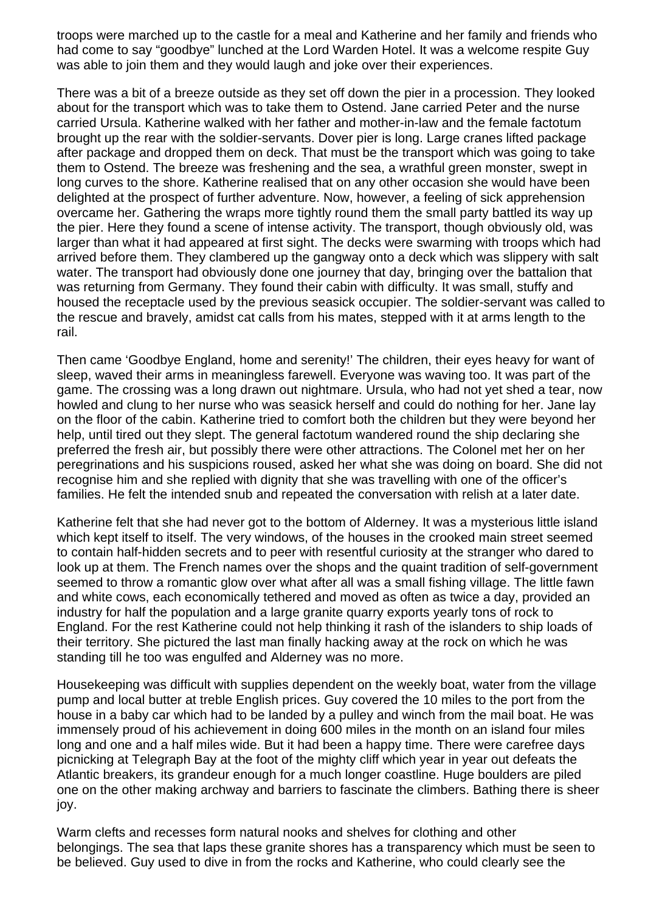troops were marched up to the castle for a meal and Katherine and her family and friends who had come to say “goodbye” lunched at the Lord Warden Hotel. It was a welcome respite Guy was able to join them and they would laugh and joke over their experiences.

There was a bit of a breeze outside as they set off down the pier in a procession. They looked about for the transport which was to take them to Ostend. Jane carried Peter and the nurse carried Ursula. Katherine walked with her father and mother-in-law and the female factotum brought up the rear with the soldier-servants. Dover pier is long. Large cranes lifted package after package and dropped them on deck. That must be the transport which was going to take them to Ostend. The breeze was freshening and the sea, a wrathful green monster, swept in long curves to the shore. Katherine realised that on any other occasion she would have been delighted at the prospect of further adventure. Now, however, a feeling of sick apprehension overcame her. Gathering the wraps more tightly round them the small party battled its way up the pier. Here they found a scene of intense activity. The transport, though obviously old, was larger than what it had appeared at first sight. The decks were swarming with troops which had arrived before them. They clambered up the gangway onto a deck which was slippery with salt water. The transport had obviously done one journey that day, bringing over the battalion that was returning from Germany. They found their cabin with difficulty. It was small, stuffy and housed the receptacle used by the previous seasick occupier. The soldier-servant was called to the rescue and bravely, amidst cat calls from his mates, stepped with it at arms length to the rail.

Then came ‘Goodbye England, home and serenity!’ The children, their eyes heavy for want of sleep, waved their arms in meaningless farewell. Everyone was waving too. It was part of the game. The crossing was a long drawn out nightmare. Ursula, who had not yet shed a tear, now howled and clung to her nurse who was seasick herself and could do nothing for her. Jane lay on the floor of the cabin. Katherine tried to comfort both the children but they were beyond her help, until tired out they slept. The general factotum wandered round the ship declaring she preferred the fresh air, but possibly there were other attractions. The Colonel met her on her peregrinations and his suspicions roused, asked her what she was doing on board. She did not recognise him and she replied with dignity that she was travelling with one of the officer’s families. He felt the intended snub and repeated the conversation with relish at a later date.

Katherine felt that she had never got to the bottom of Alderney. It was a mysterious little island which kept itself to itself. The very windows, of the houses in the crooked main street seemed to contain half-hidden secrets and to peer with resentful curiosity at the stranger who dared to look up at them. The French names over the shops and the quaint tradition of self-government seemed to throw a romantic glow over what after all was a small fishing village. The little fawn and white cows, each economically tethered and moved as often as twice a day, provided an industry for half the population and a large granite quarry exports yearly tons of rock to England. For the rest Katherine could not help thinking it rash of the islanders to ship loads of their territory. She pictured the last man finally hacking away at the rock on which he was standing till he too was engulfed and Alderney was no more.

Housekeeping was difficult with supplies dependent on the weekly boat, water from the village pump and local butter at treble English prices. Guy covered the 10 miles to the port from the house in a baby car which had to be landed by a pulley and winch from the mail boat. He was immensely proud of his achievement in doing 600 miles in the month on an island four miles long and one and a half miles wide. But it had been a happy time. There were carefree days picnicking at Telegraph Bay at the foot of the mighty cliff which year in year out defeats the Atlantic breakers, its grandeur enough for a much longer coastline. Huge boulders are piled one on the other making archway and barriers to fascinate the climbers. Bathing there is sheer joy.

Warm clefts and recesses form natural nooks and shelves for clothing and other belongings. The sea that laps these granite shores has a transparency which must be seen to be believed. Guy used to dive in from the rocks and Katherine, who could clearly see the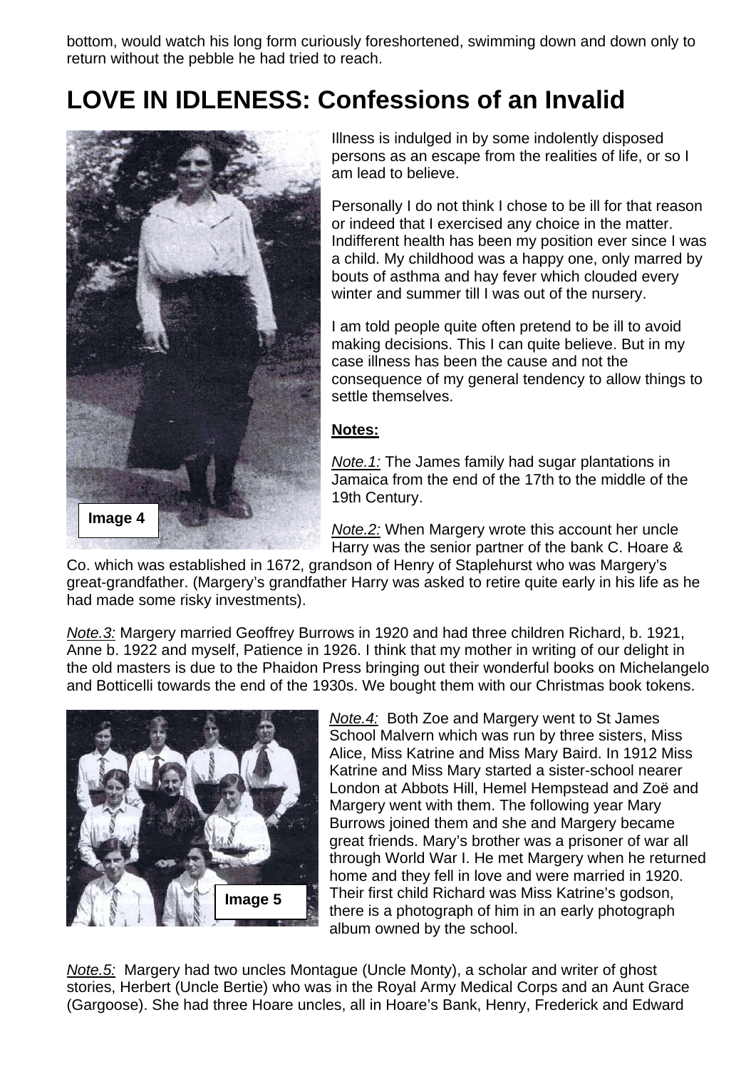bottom, would watch his long form curiously foreshortened, swimming down and down only to return without the pebble he had tried to reach.

# LOVE IN IDLENESS: Confessions of an Invalid

Image 4

Illness is indulged in by some indolently disposed persons as an escape from the realities of life, or so I am lead to believe.

Personally I do not think I chose to be ill for that reason or indeed that I exercised any choice in the matter. Indifferent health has been my position ever since I was a child. My childhood was a happy one, only marred by bouts of asthma and hay fever which clouded every winter and summer till I was out of the nursery.

I am told people quite often pretend to be ill to avoid making decisions. This I can quite believe. But in my case illness has been the cause and not the consequence of my general tendency to allow things to settle themselves.

**Notes:**

*Note.1:* The James family had sugar plantations in Jamaica from the end of the 17th to the middle of the 19th Century.

*Note.2:* When Margery wrote this account her uncle Harry was the senior partner of the bank C. Hoare & Co. which was established in 1672, grandson of Henry of Staplehurst who was Margery's great-grandfather. (Margery's grandfather Harry was asked to retire quite early in his life as he had made some risky investments).

*Note.3:* Margery married Geoffrey Burrows in 1920 and had three children Richard, b. 1921, Anne b. 1922 and myself, Patience in 1926. I think that my mother in writing of our delight in the old masters is due to the Phaidon Press bringing out their wonderful books on Michelangelo and Botticelli towards the end of the 1930s. We bought them with our Christmas book tokens.

Image 5

*Note.4:* Both Zoe and Margery went to St James School Malvern which was run by three sisters, Miss Alice, Miss Katrine and Miss Mary Baird. In 1912 Miss Katrine and Miss Mary started a sister-school nearer London at Abbots Hill, Hemel Hempstead and Zoë and Margery went with them. The following year Mary Burrows joined them and she and Margery became great friends. Mary's brother was a prisoner of war all through World War I. He met Margery when he returned home and they fell in love and were married in 1920. Their first child Richard was Miss Katrine's godson, there is a photograph of him in an early photograph album owned by the school.

*Note.5:* Margery had two uncles Montague (Uncle Monty), a scholar and writer of ghost stories, Herbert (Uncle Bertie) who was in the Royal Army Medical Corps and an Aunt Grace (Gargoose). She had three Hoare uncles, all in Hoare's Bank, Henry, Frederick and Edward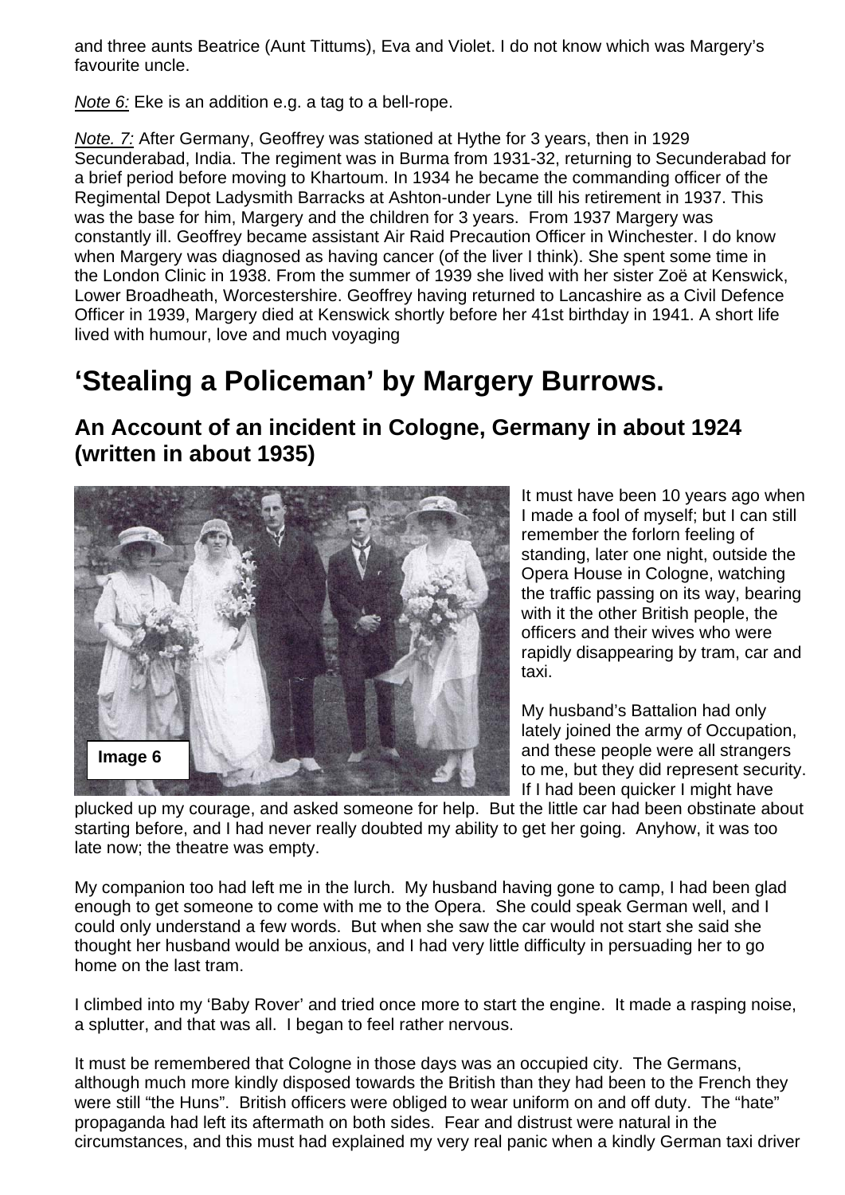and three aunts Beatrice (Aunt Tittums), Eva and Violet. I do not know which was Margery's favourite uncle.

*Note 6:* Eke is an addition e.g. a tag to a bell-rope.

*Note. 7:* After Germany, Geoffrey was stationed at Hythe for 3 years, then in 1929 Secunderabad, India. The regiment was in Burma from 1931-32, returning to Secunderabad for a brief period before moving to Khartoum. In 1934 he became the commanding officer of the Regimental Depot Ladysmith Barracks at Ashton-under Lyne till his retirement in 1937. This was the base for him, Margery and the children for 3 years. From 1937 Margery was constantly ill. Geoffrey became assistant Air Raid Precaution Officer in Winchester. I do know when Margery was diagnosed as having cancer (of the liver I think). She spent some time in the London Clinic in 1938. From the summer of 1939 she lived with her sister Zoë at Kenswick, Lower Broadheath, Worcestershire. Geoffrey having returned to Lancashire as a Civil Defence Officer in 1939, Margery died at Kenswick shortly before her 41st birthday in 1941. A short life lived with humour, love and much voyaging

# 'Stealing a Policeman' by Margery Burrows.

## An Account of an incident in Cologne, Germany in about 1924 (written in about 1935)

Image 6

It must have been 10 years ago when I made a fool of myself; but I can still remember the forlorn feeling of standing, later one night, outside the Opera House in Cologne, watching the traffic passing on its way, bearing with it the other British people, the officers and their wives who were rapidly disappearing by tram, car and taxi.

My husband's Battalion had only lately joined the army of Occupation, and these people were all strangers to me, but they did represent security. If I had been quicker I might have plucked up my courage, and asked someone for help. But the little car had been obstinate about starting before, and I had never really doubted my ability to get her going. Anyhow, it was too late now; the theatre was empty.

My companion too had left me in the lurch. My husband having gone to camp, I had been glad enough to get someone to come with me to the Opera. She could speak German well, and I could only understand a few words. But when she saw the car would not start she said she thought her husband would be anxious, and I had very little difficulty in persuading her to go home on the last tram.

I climbed into my 'Baby Rover' and tried once more to start the engine. It made a rasping noise, a splutter, and that was all. I began to feel rather nervous.

It must be remembered that Cologne in those days was an occupied city. The Germans, although much more kindly disposed towards the British than they had been to the French they were still "the Huns". British officers were obliged to wear uniform on and off duty. The "hate" propaganda had left its aftermath on both sides. Fear and distrust were natural in the circumstances, and this must had explained my very real panic when a kindly German taxi driver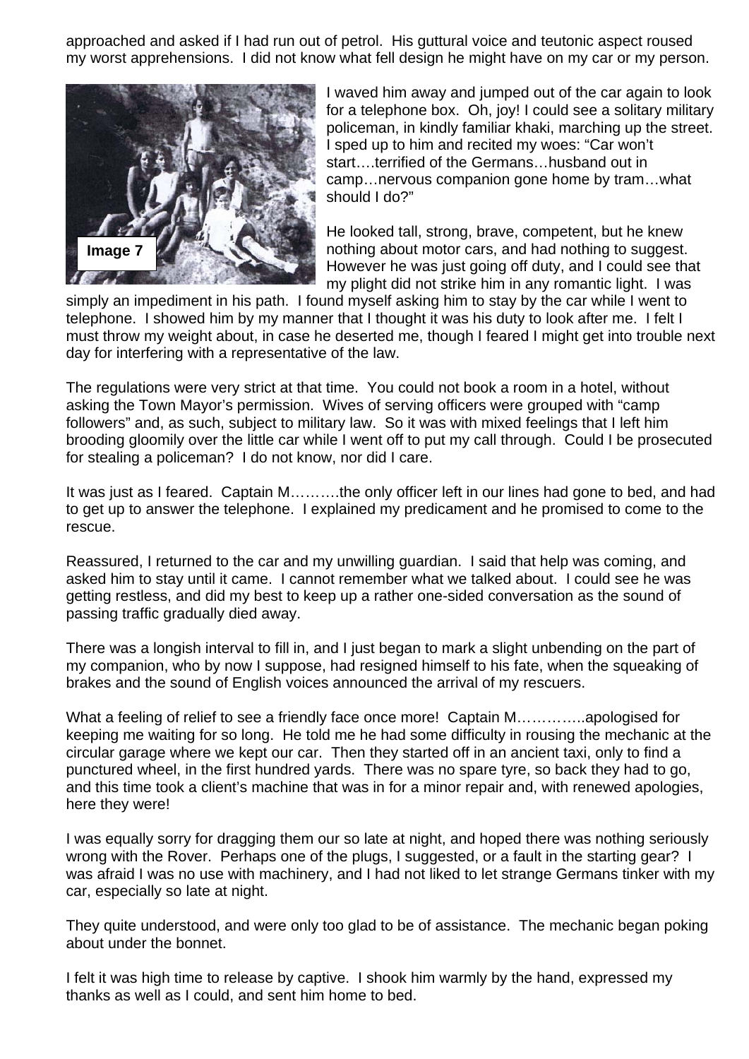approached and asked if I had run out of petrol. His guttural voice and teutonic aspect roused my worst apprehensions. I did not know what fell design he might have on my car or my person.

Image 7

I waved him away and jumped out of the car again to look for a telephone box. Oh, joy! I could see a solitary military policeman, in kindly familiar khaki, marching up the street. I sped up to him and recited my woes: "Car won't start….terrified of the Germans…husband out in camp…nervous companion gone home by tram…what should I do?"

He looked tall, strong, brave, competent, but he knew nothing about motor cars, and had nothing to suggest. However he was just going off duty, and I could see that my plight did not strike him in any romantic light. I was simply an impediment in his path. I found myself asking him to stay by the car while I went to telephone. I showed him by my manner that I thought it was his duty to look after me. I felt I must throw my weight about, in case he deserted me, though I feared I might get into trouble next day for interfering with a representative of the law.

The regulations were very strict at that time. You could not book a room in a hotel, without asking the Town Mayor's permission. Wives of serving officers were grouped with "camp followers" and, as such, subject to military law. So it was with mixed feelings that I left him brooding gloomily over the little car while I went off to put my call through. Could I be prosecuted for stealing a policeman? I do not know, nor did I care.

It was just as I feared. Captain M……….the only officer left in our lines had gone to bed, and had to get up to answer the telephone. I explained my predicament and he promised to come to the rescue.

Reassured, I returned to the car and my unwilling guardian. I said that help was coming, and asked him to stay until it came. I cannot remember what we talked about. I could see he was getting restless, and did my best to keep up a rather one-sided conversation as the sound of passing traffic gradually died away.

There was a longish interval to fill in, and I just began to mark a slight unbending on the part of my companion, who by now I suppose, had resigned himself to his fate, when the squeaking of brakes and the sound of English voices announced the arrival of my rescuers.

What a feeling of relief to see a friendly face once more! Captain M…………..apologised for keeping me waiting for so long. He told me he had some difficulty in rousing the mechanic at the circular garage where we kept our car. Then they started off in an ancient taxi, only to find a punctured wheel, in the first hundred yards. There was no spare tyre, so back they had to go, and this time took a client's machine that was in for a minor repair and, with renewed apologies, here they were!

I was equally sorry for dragging them our so late at night, and hoped there was nothing seriously wrong with the Rover. Perhaps one of the plugs, I suggested, or a fault in the starting gear? I was afraid I was no use with machinery, and I had not liked to let strange Germans tinker with my car, especially so late at night.

They quite understood, and were only too glad to be of assistance. The mechanic began poking about under the bonnet.

I felt it was high time to release by captive. I shook him warmly by the hand, expressed my thanks as well as I could, and sent him home to bed.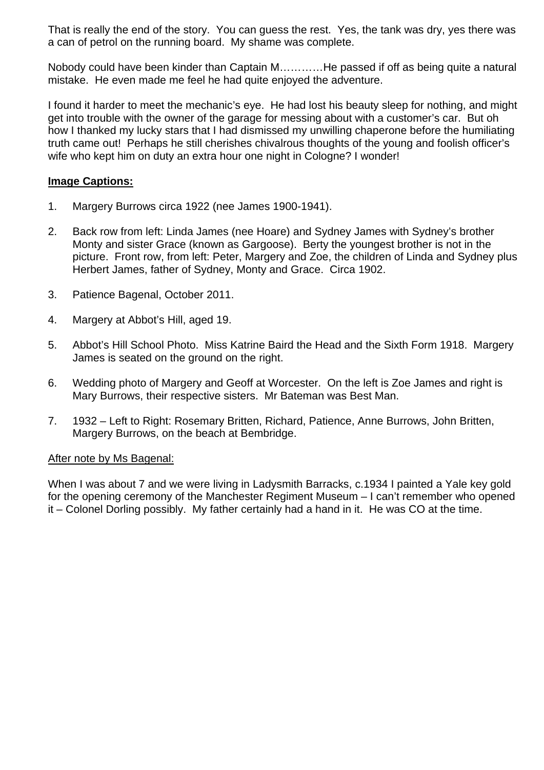That is really the end of the story. You can guess the rest. Yes, the tank was dry, yes there was a can of petrol on the running board. My shame was complete.

Nobody could have been kinder than Captain M…………He passed if off as being quite a natural mistake. He even made me feel he had quite enjoyed the adventure.

I found it harder to meet the mechanic's eye. He had lost his beauty sleep for nothing, and might get into trouble with the owner of the garage for messing about with a customer's car. But oh how I thanked my lucky stars that I had dismissed my unwilling chaperone before the humiliating truth came out! Perhaps he still cherishes chivalrous thoughts of the young and foolish officer's wife who kept him on duty an extra hour one night in Cologne? I wonder!

**Image Captions:**

1. Margery Burrows circa 1922 (nee James 1900-1941).

2. Back row from left: Linda James (nee Hoare) and Sydney James with Sydney's brother Monty and sister Grace (known as Gargoose). Berty the youngest brother is not in the picture. Front row, from left: Peter, Margery and Zoe, the children of Linda and Sydney plus Herbert James, father of Sydney, Monty and Grace. Circa 1902.

3. Patience Bagenal, October 2011.

4. Margery at Abbot's Hill, aged 19.

5. Abbot's Hill School Photo. Miss Katrine Baird the Head and the Sixth Form 1918. Margery James is seated on the ground on the right.

6. Wedding photo of Margery and Geoff at Worcester. On the left is Zoe James and right is Mary Burrows, their respective sisters. Mr Bateman was Best Man.

7. 1932 – Left to Right: Rosemary Britten, Richard, Patience, Anne Burrows, John Britten, Margery Burrows, on the beach at Bembridge.

After note by Ms Bagenal:

When I was about 7 and we were living in Ladysmith Barracks, c.1934 I painted a Yale key gold for the opening ceremony of the Manchester Regiment Museum – I can't remember who opened it – Colonel Dorling possibly. My father certainly had a hand in it. He was CO at the time.